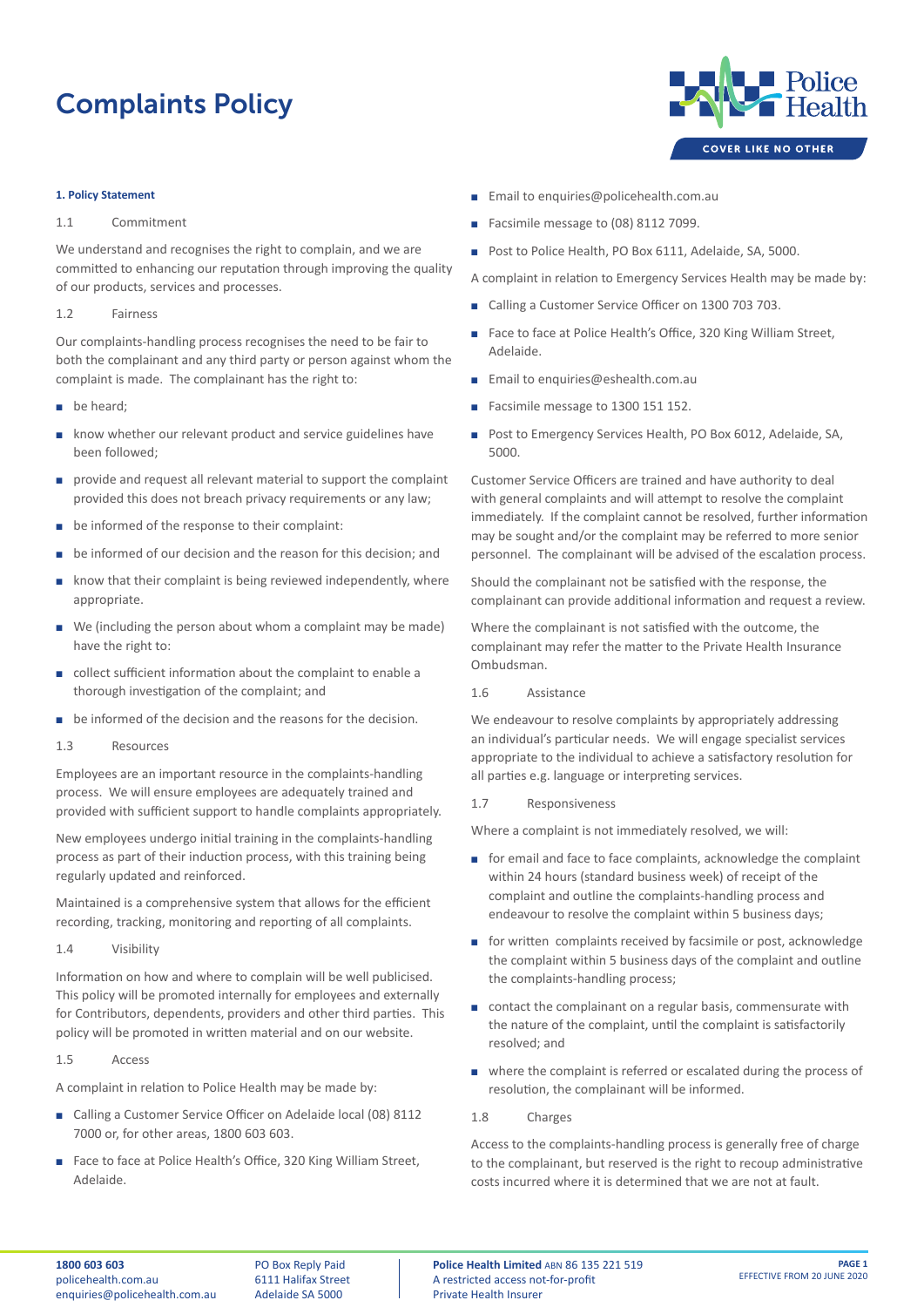# Complaints Policy

### 1. Policy Statement

1.1 Commitment

We understand and recognises the right to complain, and we are committed to enhancing our reputation through improving the quality of our products, services and processes.

1.2 Fairness

Our complaints-handling process recognises the need to be fair to both the complainant and any third party or person against whom the complaint is made. The complainant has the right to:

- be heard;
- know whether our relevant product and service guidelines have been followed;
- provide and request all relevant material to support the complaint provided this does not breach privacy requirements or any law;
- be informed of the response to their complaint:
- be informed of our decision and the reason for this decision; and
- know that their complaint is being reviewed independently, where appropriate.
- We (including the person about whom a complaint may be made) have the right to:
- collect sufficient information about the complaint to enable a thorough investigation of the complaint; and
- be informed of the decision and the reasons for the decision.

1.3 Resources

Employees are an important resource in the complaints-handling process. We will ensure employees are adequately trained and provided with sufficient support to handle complaints appropriately.

New employees undergo initial training in the complaints-handling process as part of their induction process, with this training being regularly updated and reinforced.

Maintained is a comprehensive system that allows for the efficient recording, tracking, monitoring and reporting of all complaints.

1.4 Visibility

Information on how and where to complain will be well publicised. This policy will be promoted internally for employees and externally for Contributors, dependents, providers and other third parties. This policy will be promoted in written material and on our website.

1.5 Access

A complaint in relation to Police Health may be made by:

- Calling a Customer Service Officer on Adelaide local (08) 8112 7000 or, for other areas, 1800 603 603.
- Face to face at Police Health's Office, 320 King William Street, Adelaide.
- Email to enquiries@policehealth.com.au
- Facsimile message to (08) 8112 7099.
- Post to Police Health, PO Box 6111, Adelaide, SA, 5000.

A complaint in relation to Emergency Services Health may be made by:

- Calling a Customer Service Officer on 1300 703 703.
- Face to face at Police Health's Office, 320 King William Street, Adelaide.
- Email to enquiries@eshealth.com.au
- Facsimile message to 1300 151 152.
- Post to Emergency Services Health, PO Box 6012, Adelaide, SA, 5000.

Customer Service Officers are trained and have authority to deal with general complaints and will attempt to resolve the complaint immediately. If the complaint cannot be resolved, further information may be sought and/or the complaint may be referred to more senior personnel. The complainant will be advised of the escalation process.

Should the complainant not be satisfied with the response, the complainant can provide additional information and request a review.

Where the complainant is not satisfied with the outcome, the complainant may refer the matter to the Private Health Insurance Ombudsman.

1.6 Assistance

We endeavour to resolve complaints by appropriately addressing an individual's particular needs. We will engage specialist services appropriate to the individual to achieve a satisfactory resolution for all parties e.g. language or interpreting services.

1.7 Responsiveness

Where a complaint is not immediately resolved, we will:

- for email and face to face complaints, acknowledge the complaint within 24 hours (standard business week) of receipt of the complaint and outline the complaints-handling process and endeavour to resolve the complaint within 5 business days;
- for written complaints received by facsimile or post, acknowledge the complaint within 5 business days of the complaint and outline the complaints-handling process;
- contact the complainant on a regular basis, commensurate with the nature of the complaint, until the complaint is satisfactorily resolved; and
- where the complaint is referred or escalated during the process of resolution, the complainant will be informed.

1.8 Charges

Access to the complaints-handling process is generally free of charge to the complainant, but reserved is the right to recoup administrative costs incurred where it is determined that we are not at fault.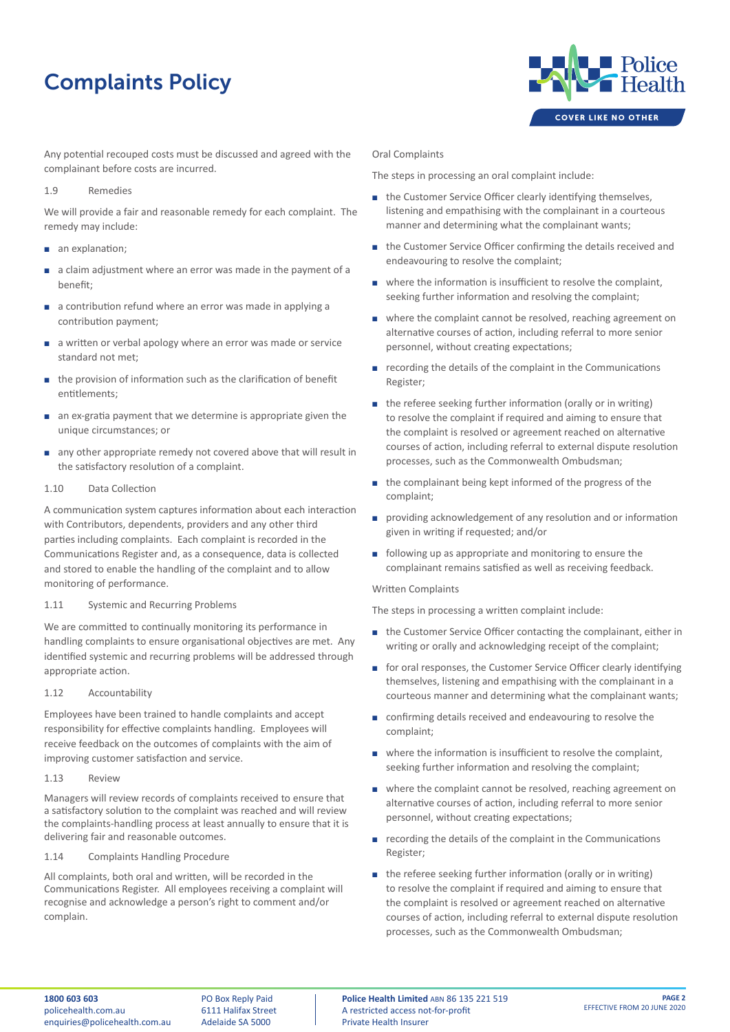Any potential recouped costs must be discussed and agreed with the complainant before costs are incurred.

### 1.9 Remedies

We will provide a fair and reasonable remedy for each complaint. The remedy may include:

- an explanation;
- a claim adjustment where an error was made in the payment of a benefit;
- a contribution refund where an error was made in applying a contribution payment;
- a written or verbal apology where an error was made or service standard not met;
- the provision of information such as the clarification of benefit entitlements;
- an ex-gratia payment that we determine is appropriate given the unique circumstances; or
- any other appropriate remedy not covered above that will result in the satisfactory resolution of a complaint.

### 1.10 Data Collection

A communication system captures information about each interaction with Contributors, dependents, providers and any other third parties including complaints. Each complaint is recorded in the Communications Register and, as a consequence, data is collected and stored to enable the handling of the complaint and to allow monitoring of performance.

### 1.11 Systemic and Recurring Problems

We are committed to continually monitoring its performance in handling complaints to ensure organisational objectives are met. Any identified systemic and recurring problems will be addressed through appropriate action.

### 1.12 Accountability

Employees have been trained to handle complaints and accept responsibility for effective complaints handling. Employees will receive feedback on the outcomes of complaints with the aim of improving customer satisfaction and service.

### 1.13 Review

Managers will review records of complaints received to ensure that a satisfactory solution to the complaint was reached and will review the complaints-handling process at least annually to ensure that it is delivering fair and reasonable outcomes.

### 1.14 Complaints Handling Procedure

All complaints, both oral and written, will be recorded in the Communications Register. All employees receiving a complaint will recognise and acknowledge a person's right to comment and/or complain.

Oral Complaints

The steps in processing an oral complaint include:

- the Customer Service Officer clearly identifying themselves, listening and empathising with the complainant in a courteous manner and determining what the complainant wants;
- the Customer Service Officer confirming the details received and endeavouring to resolve the complaint;
- where the information is insufficient to resolve the complaint, seeking further information and resolving the complaint;
- where the complaint cannot be resolved, reaching agreement on alternative courses of action, including referral to more senior personnel, without creating expectations;
- recording the details of the complaint in the Communications Register;
- the referee seeking further information (orally or in writing) to resolve the complaint if required and aiming to ensure that the complaint is resolved or agreement reached on alternative courses of action, including referral to external dispute resolution processes, such as the Commonwealth Ombudsman;
- the complainant being kept informed of the progress of the complaint;
- providing acknowledgement of any resolution and or information given in writing if requested; and/or
- following up as appropriate and monitoring to ensure the complainant remains satisfied as well as receiving feedback.

Written Complaints

The steps in processing a written complaint include:

- the Customer Service Officer contacting the complainant, either in writing or orally and acknowledging receipt of the complaint;
- for oral responses, the Customer Service Officer clearly identifying themselves, listening and empathising with the complainant in a courteous manner and determining what the complainant wants;
- confirming details received and endeavouring to resolve the complaint;
- where the information is insufficient to resolve the complaint, seeking further information and resolving the complaint;
- where the complaint cannot be resolved, reaching agreement on alternative courses of action, including referral to more senior personnel, without creating expectations;
- recording the details of the complaint in the Communications Register;
- the referee seeking further information (orally or in writing) to resolve the complaint if required and aiming to ensure that the complaint is resolved or agreement reached on alternative courses of action, including referral to external dispute resolution processes, such as the Commonwealth Ombudsman;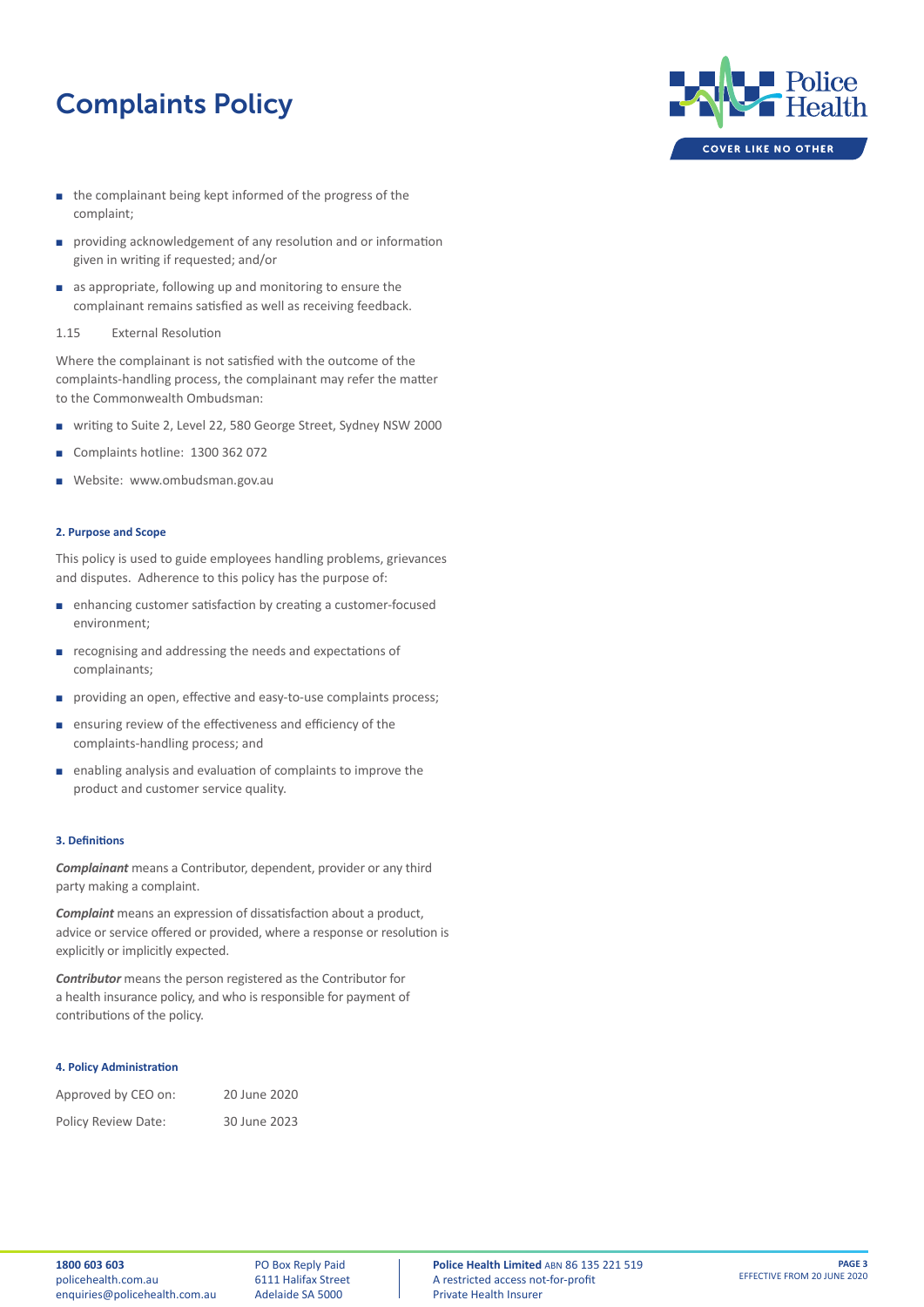- the complainant being kept informed of the progress of the complaint;
- providing acknowledgement of any resolution and or information given in writing if requested; and/or
- as appropriate, following up and monitoring to ensure the complainant remains satisfied as well as receiving feedback.

1.15 External Resolution

Where the complainant is not satisfied with the outcome of the complaints-handling process, the complainant may refer the matter to the Commonwealth Ombudsman:

- writing to Suite 2, Level 22, 580 George Street, Sydney NSW 2000
- Complaints hotline: 1300 362 072
- Website: www.ombudsman.gov.au

#### 2. Purpose and Scope

This policy is used to guide employees handling problems, grievances and disputes. Adherence to this policy has the purpose of:

- enhancing customer satisfaction by creating a customer-focused environment;
- recognising and addressing the needs and expectations of complainants;
- providing an open, effective and easy-to-use complaints process;
- ensuring review of the effectiveness and efficiency of the complaints-handling process; and
- enabling analysis and evaluation of complaints to improve the product and customer service quality.

#### 3. Definitions

***Complainant*** means a Contributor, dependent, provider or any third party making a complaint.

***Complaint*** means an expression of dissatisfaction about a product, advice or service offered or provided, where a response or resolution is explicitly or implicitly expected.

***Contributor*** means the person registered as the Contributor for a health insurance policy, and who is responsible for payment of contributions of the policy.

#### 4. Policy Administration

| | |
|---|---|
| Approved by CEO on: | 20 June 2020 |
| Policy Review Date: | 30 June 2023 |